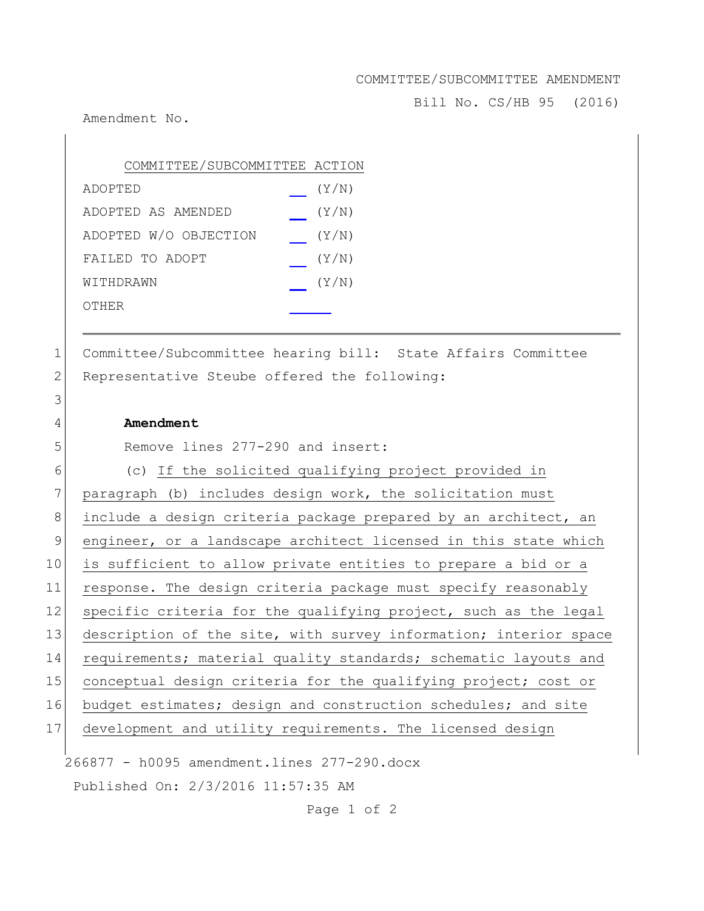COMMITTEE/SUBCOMMITTEE AMENDMENT

Bill No. CS/HB 95 (2016)

Amendment No.

| COMMITTEE/SUBCOMMITTEE ACTION | |
|---|---|
| ADOPTED | ___ (Y/N) |
| ADOPTED AS AMENDED | ___ (Y/N) |
| ADOPTED W/O OBJECTION | ___ (Y/N) |
| FAILED TO ADOPT | ___ (Y/N) |
| WITHDRAWN | ___ (Y/N) |
| OTHER | ______ |

---

1 Committee/Subcommittee hearing bill: State Affairs Committee
2 Representative Steube offered the following:
3
4 **Amendment**
5 Remove lines 277-290 and insert:
6 (c) <u>If the solicited qualifying project provided in</u>
7 <u>paragraph (b) includes design work, the solicitation must</u>
8 <u>include a design criteria package prepared by an architect, an</u>
9 <u>engineer, or a landscape architect licensed in this state which</u>
10 <u>is sufficient to allow private entities to prepare a bid or a</u>
11 <u>response. The design criteria package must specify reasonably</u>
12 <u>specific criteria for the qualifying project, such as the legal</u>
13 <u>description of the site, with survey information; interior space</u>
14 <u>requirements; material quality standards; schematic layouts and</u>
15 <u>conceptual design criteria for the qualifying project; cost or</u>
16 <u>budget estimates; design and construction schedules; and site</u>
17 <u>development and utility requirements. The licensed design</u>

266877 - h0095 amendment.lines 277-290.docx

Published On: 2/3/2016 11:57:35 AM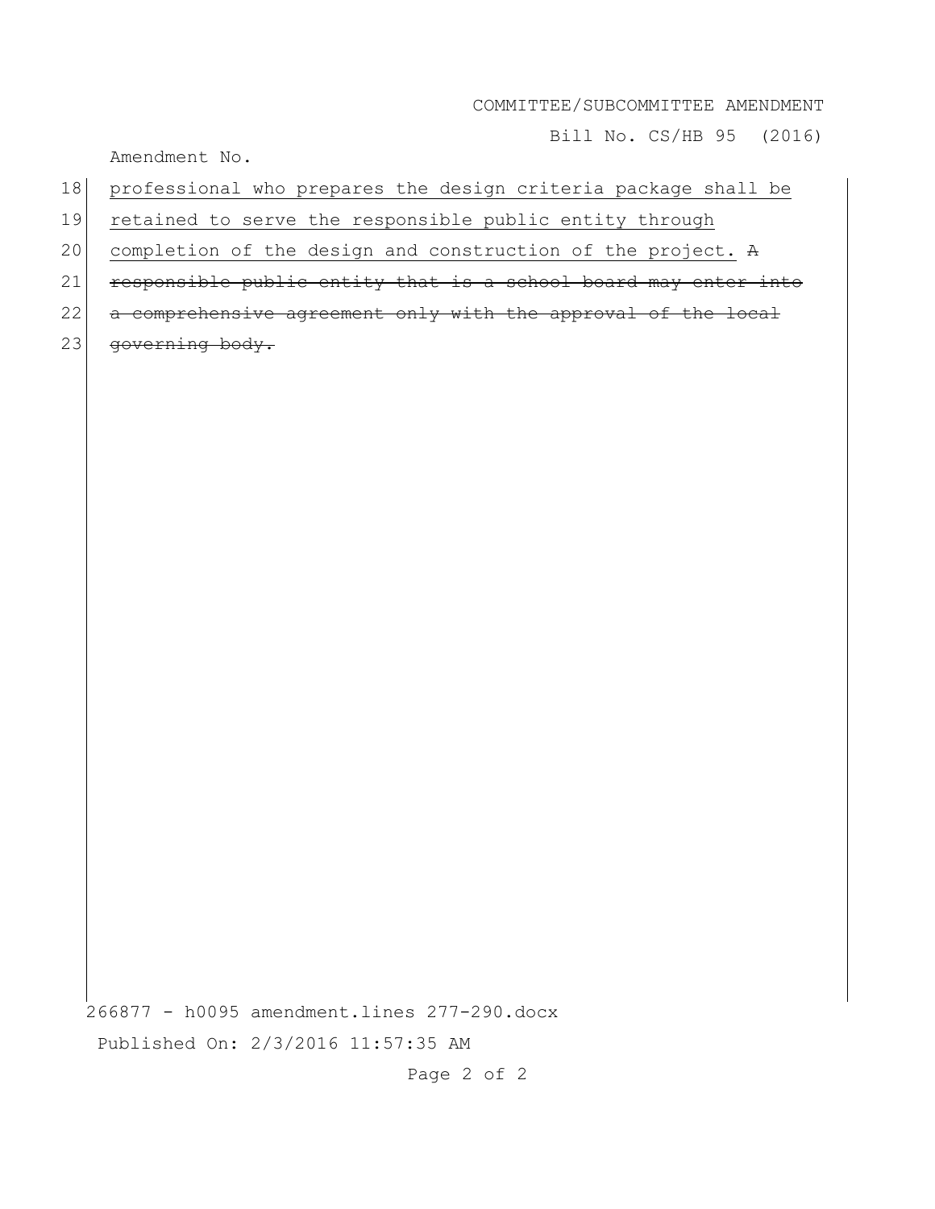18 <u>professional who prepares the design criteria package shall be</u>
19 <u>retained to serve the responsible public entity through</u>
20 <u>completion of the design and construction of the project.</u> ~~A~~
21 ~~responsible public entity that is a school board may enter into~~
22 ~~a comprehensive agreement only with the approval of the local~~
23 ~~governing body.~~

266877 - h0095 amendment.lines 277-290.docx

Published On: 2/3/2016 11:57:35 AM